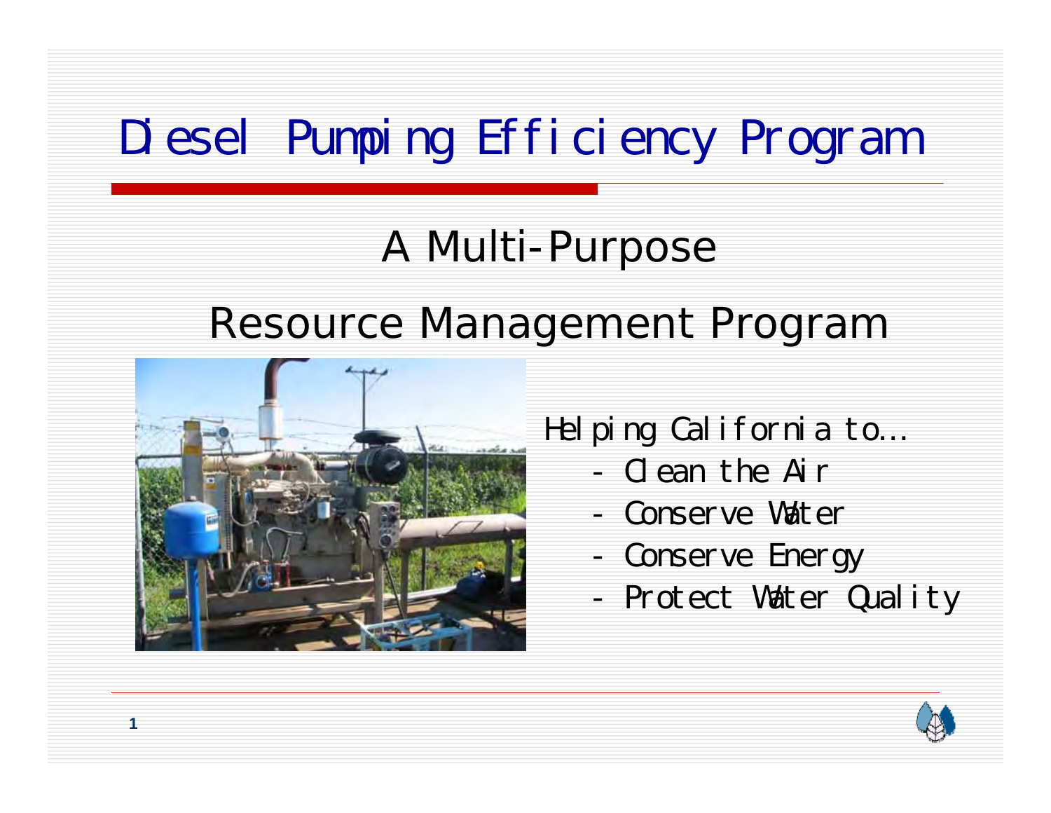# Diesel Pumping Efficiency Program

## A Multi-Purpose

## Resource Management Program

Helping California to…

- Clean the Air
- Conserve Water
- Conserve Energy
- Protect Water Quality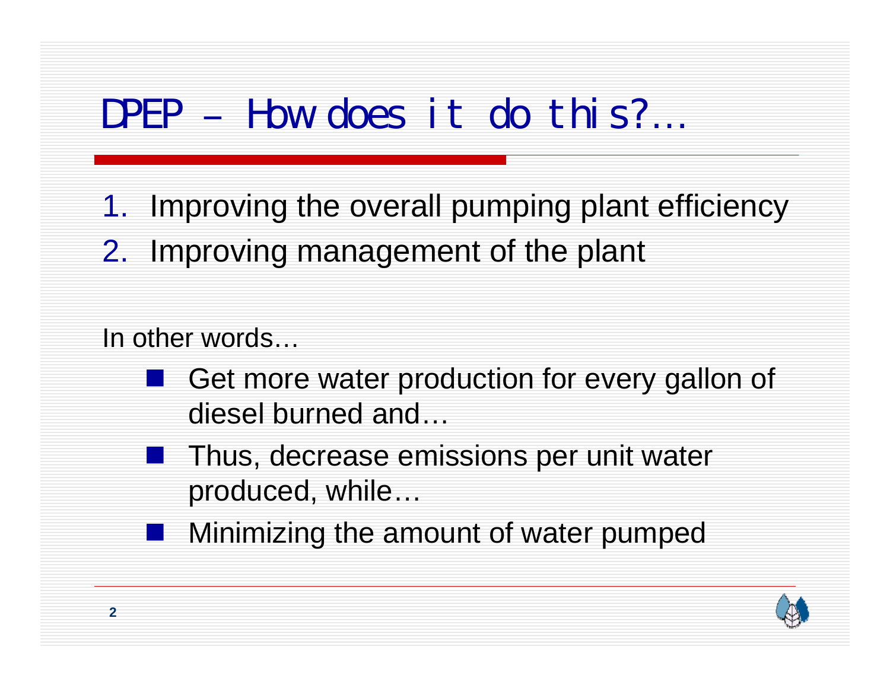# DPEP – How does it do this?…

1. Improving the overall pumping plant efficiency
2. Improving management of the plant

In other words…

- Get more water production for every gallon of diesel burned and…
- Thus, decrease emissions per unit water produced, while…
- Minimizing the amount of water pumped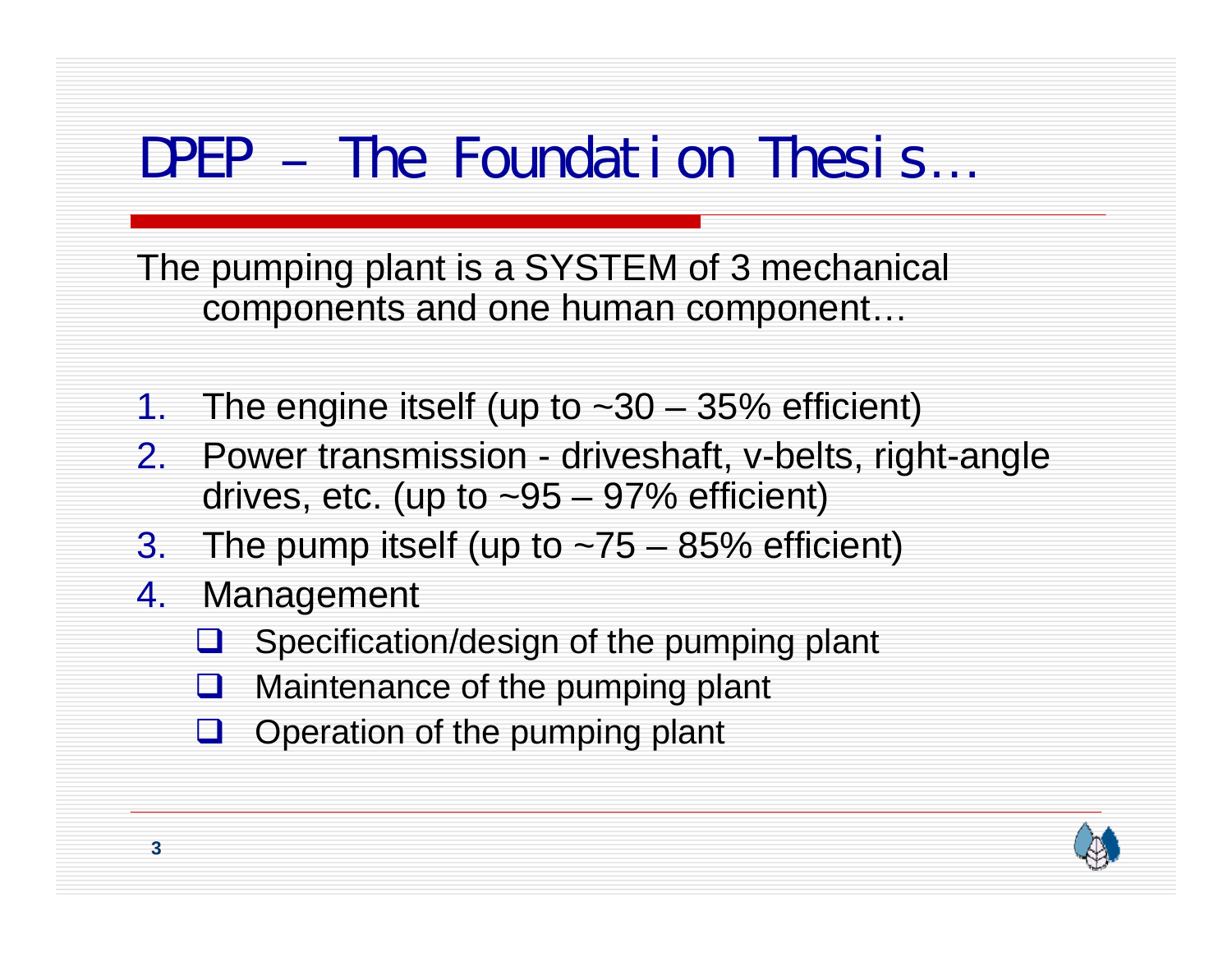# DPEP – The Foundation Thesis…

The pumping plant is a SYSTEM of 3 mechanical components and one human component…

1. The engine itself (up to ~30 – 35% efficient)
2. Power transmission - driveshaft, v-belts, right-angle drives, etc. (up to ~95 – 97% efficient)
3. The pump itself (up to ~75 – 85% efficient)
4. Management
   - Specification/design of the pumping plant
   - Maintenance of the pumping plant
   - Operation of the pumping plant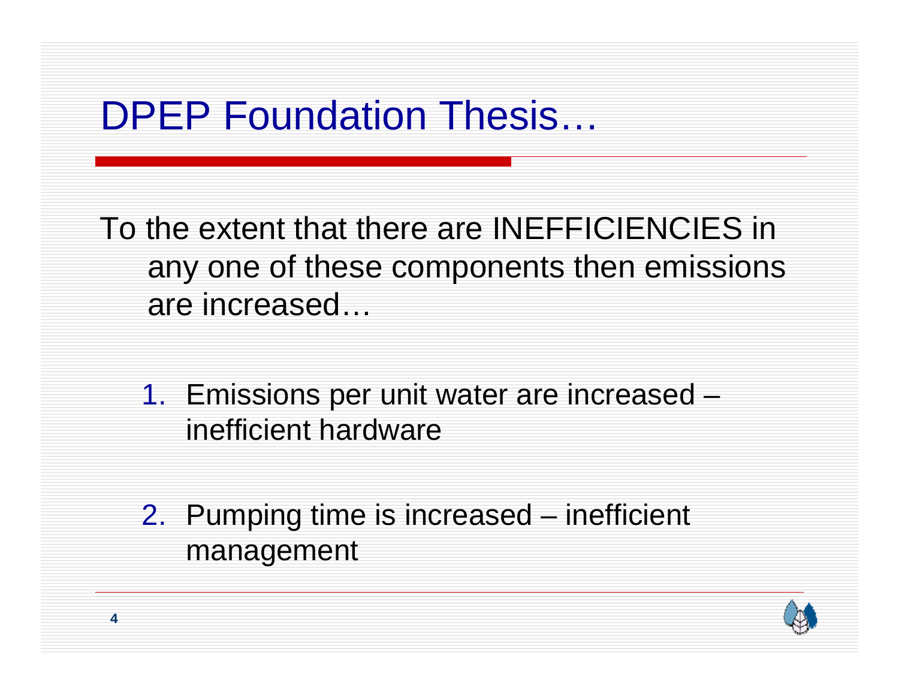# DPEP Foundation Thesis…

To the extent that there are INEFFICIENCIES in any one of these components then emissions are increased…

1. Emissions per unit water are increased – inefficient hardware

2. Pumping time is increased – inefficient management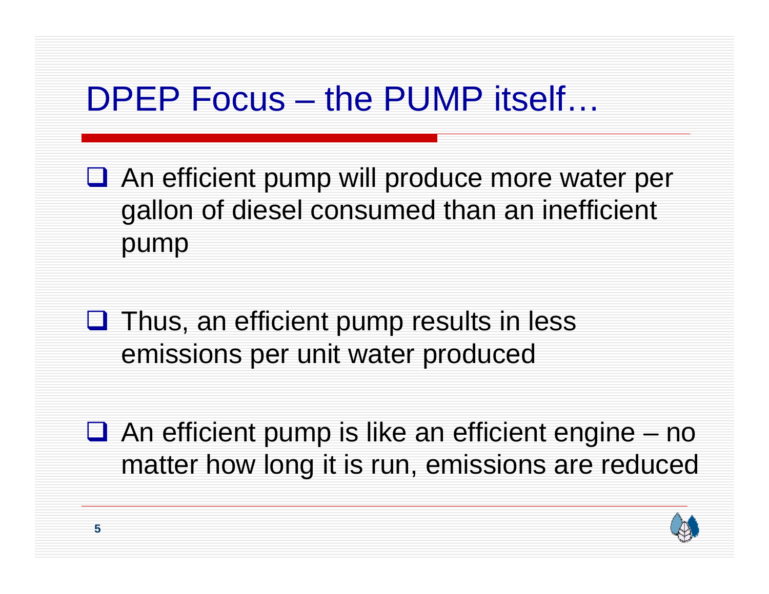# DPEP Focus – the PUMP itself…

- An efficient pump will produce more water per gallon of diesel consumed than an inefficient pump

- Thus, an efficient pump results in less emissions per unit water produced

- An efficient pump is like an efficient engine – no matter how long it is run, emissions are reduced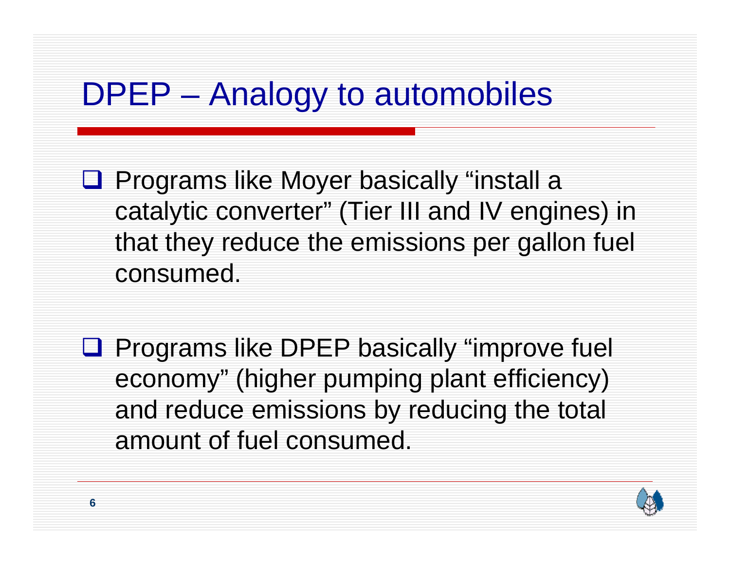# DPEP – Analogy to automobiles

- Programs like Moyer basically "install a catalytic converter" (Tier III and IV engines) in that they reduce the emissions per gallon fuel consumed.

- Programs like DPEP basically "improve fuel economy" (higher pumping plant efficiency) and reduce emissions by reducing the total amount of fuel consumed.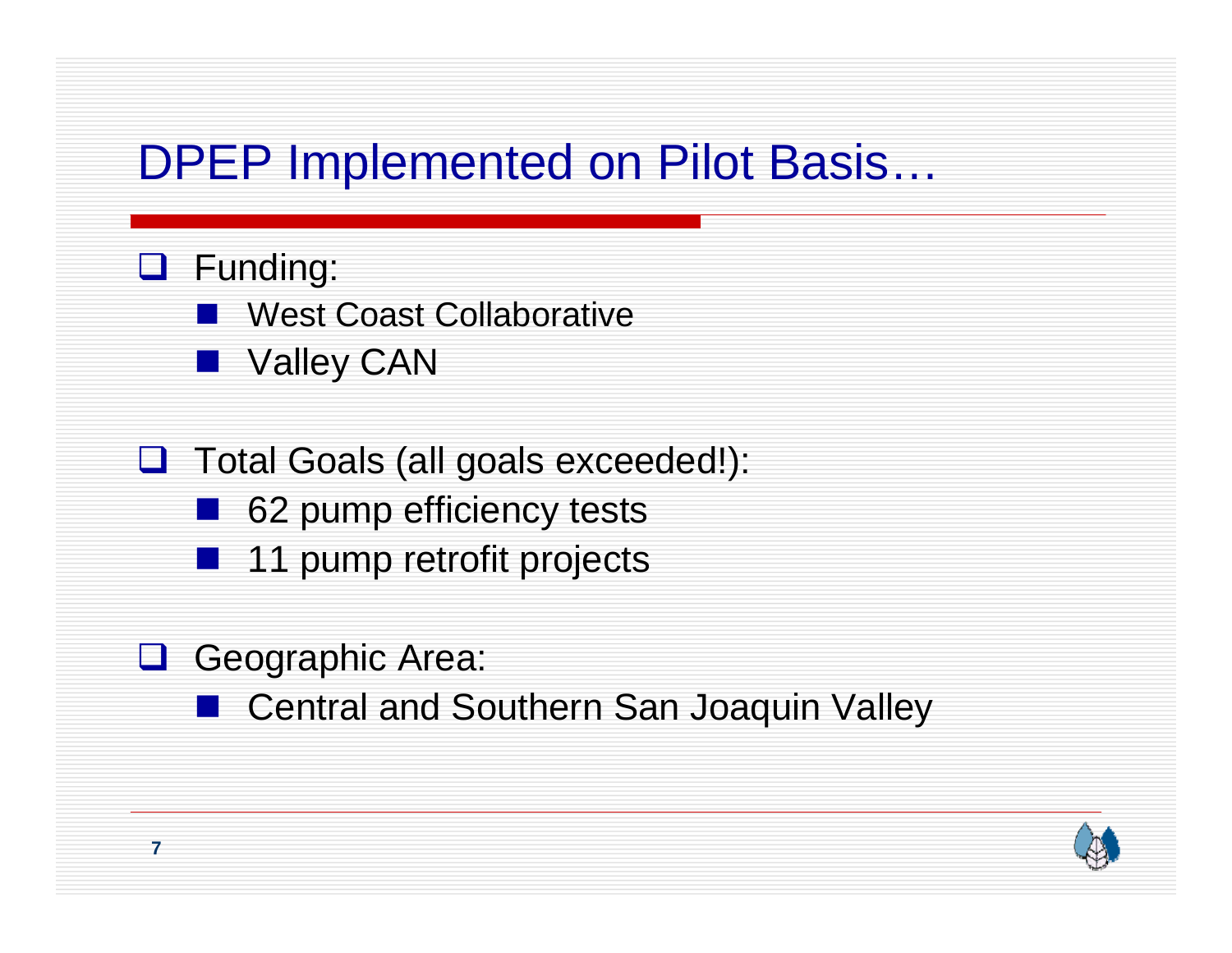# DPEP Implemented on Pilot Basis…

- Funding:
  - West Coast Collaborative
  - Valley CAN
- Total Goals (all goals exceeded!):
  - 62 pump efficiency tests
  - 11 pump retrofit projects
- Geographic Area:
  - Central and Southern San Joaquin Valley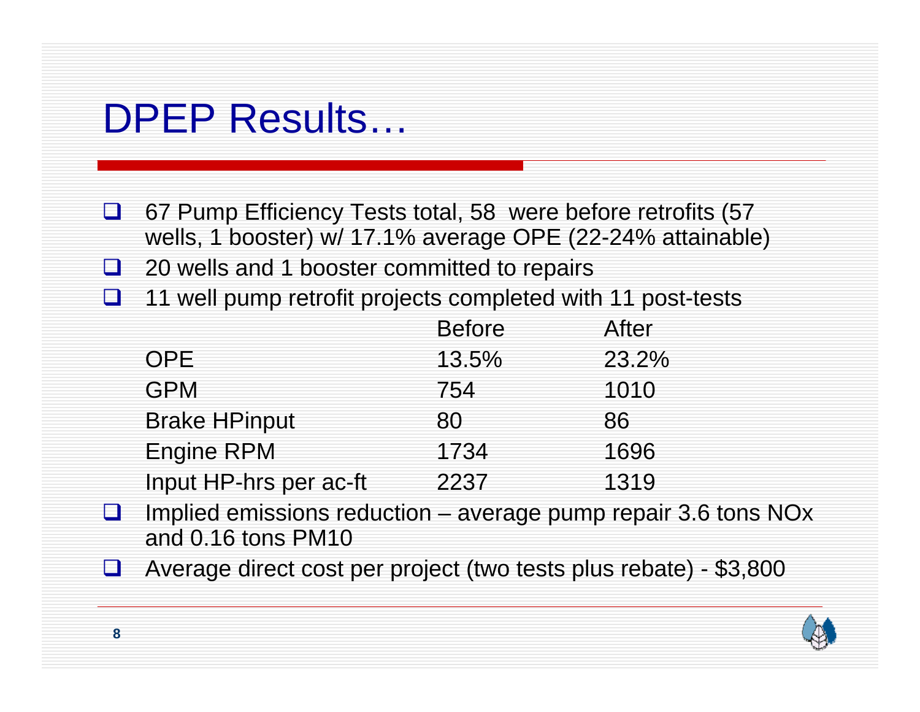# DPEP Results…

- 67 Pump Efficiency Tests total, 58 were before retrofits (57 wells, 1 booster) w/ 17.1% average OPE (22-24% attainable)
- 20 wells and 1 booster committed to repairs
- 11 well pump retrofit projects completed with 11 post-tests

| | Before | After |
|---|---|---|
| OPE | 13.5% | 23.2% |
| GPM | 754 | 1010 |
| Brake HPinput | 80 | 86 |
| Engine RPM | 1734 | 1696 |
| Input HP-hrs per ac-ft | 2237 | 1319 |

- Implied emissions reduction – average pump repair 3.6 tons NOx and 0.16 tons PM10
- Average direct cost per project (two tests plus rebate) - $3,800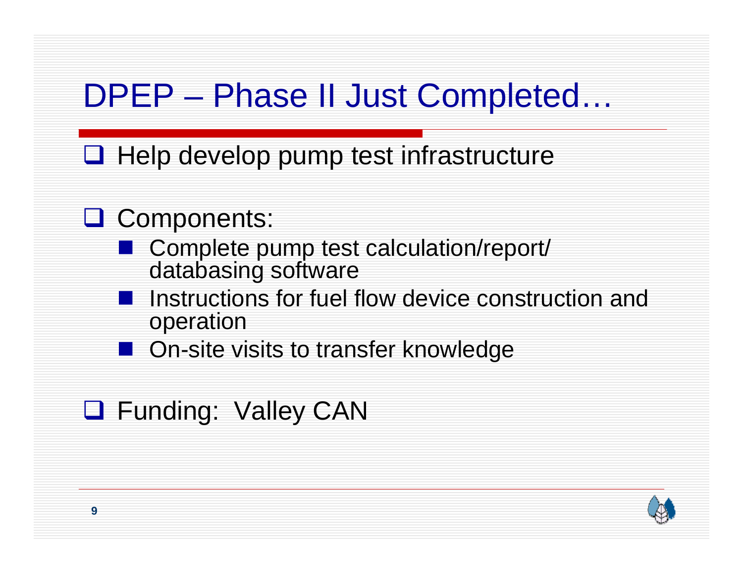# DPEP – Phase II Just Completed…

- Help develop pump test infrastructure
- Components:
  - Complete pump test calculation/report/ databasing software
  - Instructions for fuel flow device construction and operation
  - On-site visits to transfer knowledge
- Funding: Valley CAN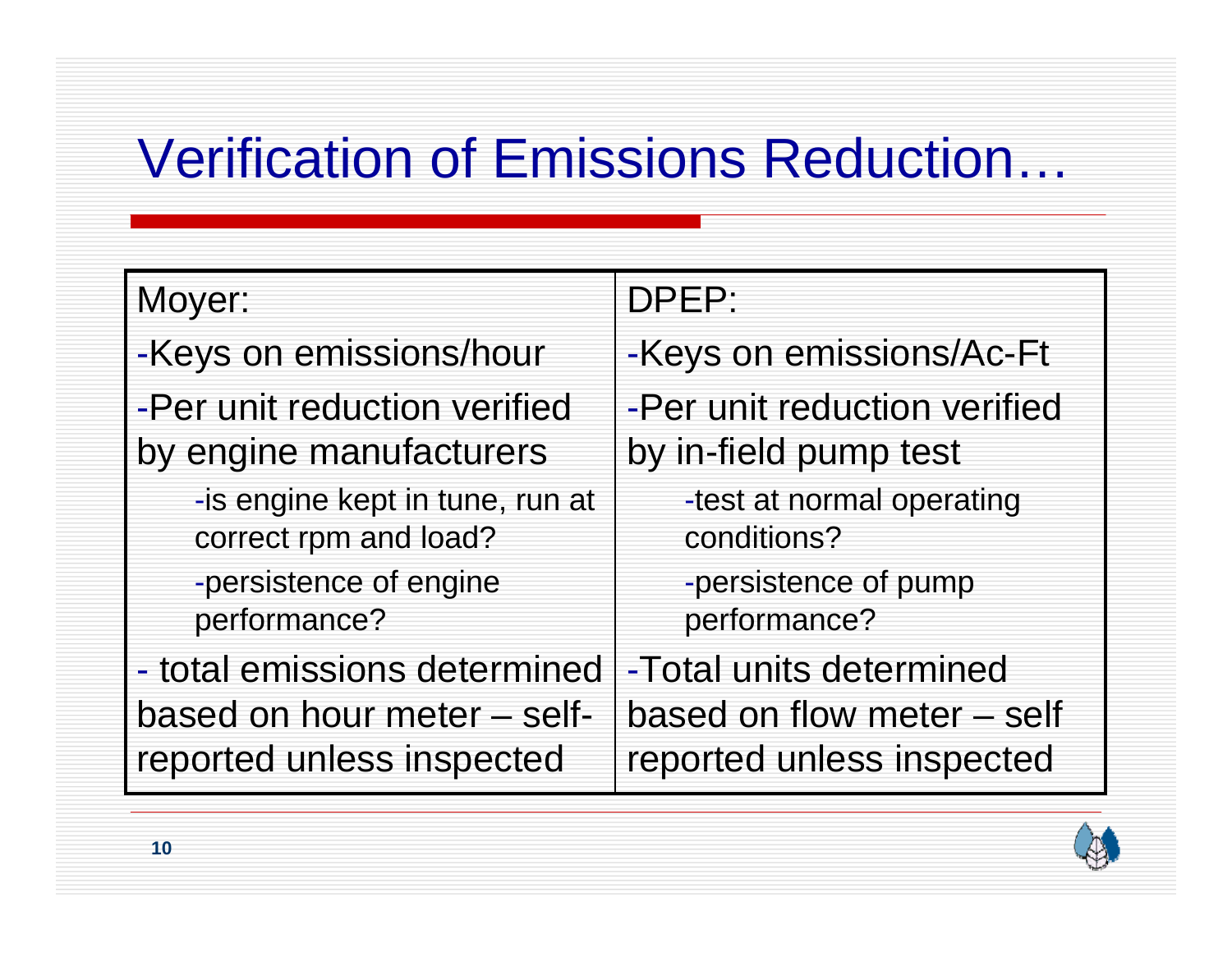# Verification of Emissions Reduction…

| Moyer: | DPEP: |
|---|---|
| -Keys on emissions/hour | -Keys on emissions/Ac-Ft |
| -Per unit reduction verified by engine manufacturers<br>-is engine kept in tune, run at correct rpm and load?<br>-persistence of engine performance? | -Per unit reduction verified by in-field pump test<br>-test at normal operating conditions?<br>-persistence of pump performance? |
| - total emissions determined based on hour meter – self-reported unless inspected | -Total units determined based on flow meter – self reported unless inspected |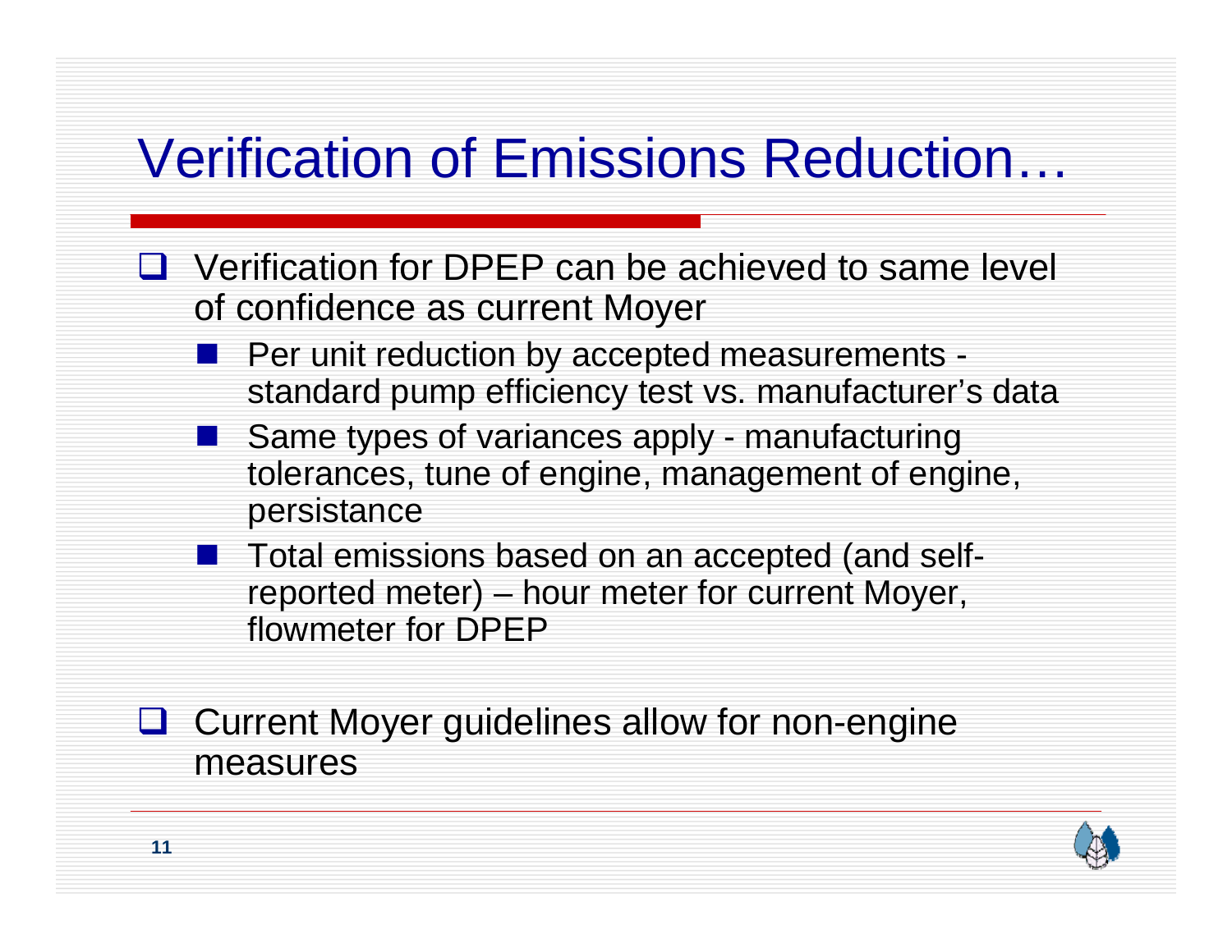# Verification of Emissions Reduction…

- Verification for DPEP can be achieved to same level of confidence as current Moyer
  - Per unit reduction by accepted measurements - standard pump efficiency test vs. manufacturer's data
  - Same types of variances apply - manufacturing tolerances, tune of engine, management of engine, persistance
  - Total emissions based on an accepted (and self-reported meter) – hour meter for current Moyer, flowmeter for DPEP

- Current Moyer guidelines allow for non-engine measures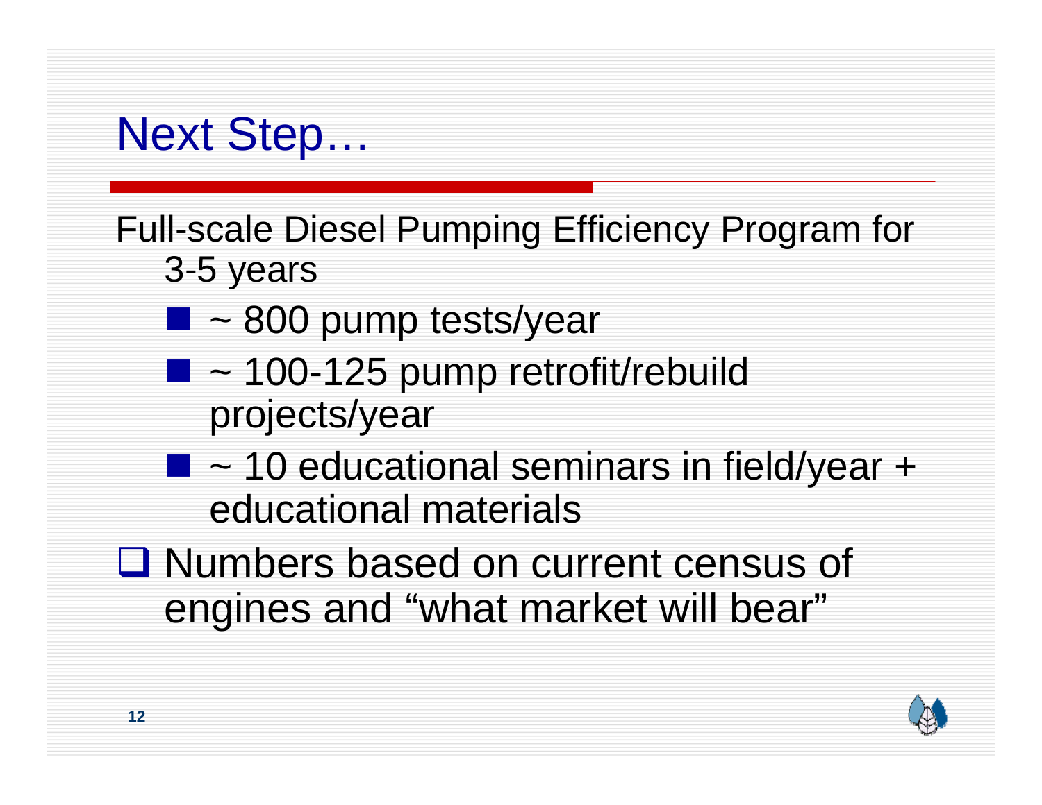# Next Step…

Full-scale Diesel Pumping Efficiency Program for 3-5 years

- ~ 800 pump tests/year
- ~ 100-125 pump retrofit/rebuild projects/year
- ~ 10 educational seminars in field/year + educational materials

- Numbers based on current census of engines and "what market will bear"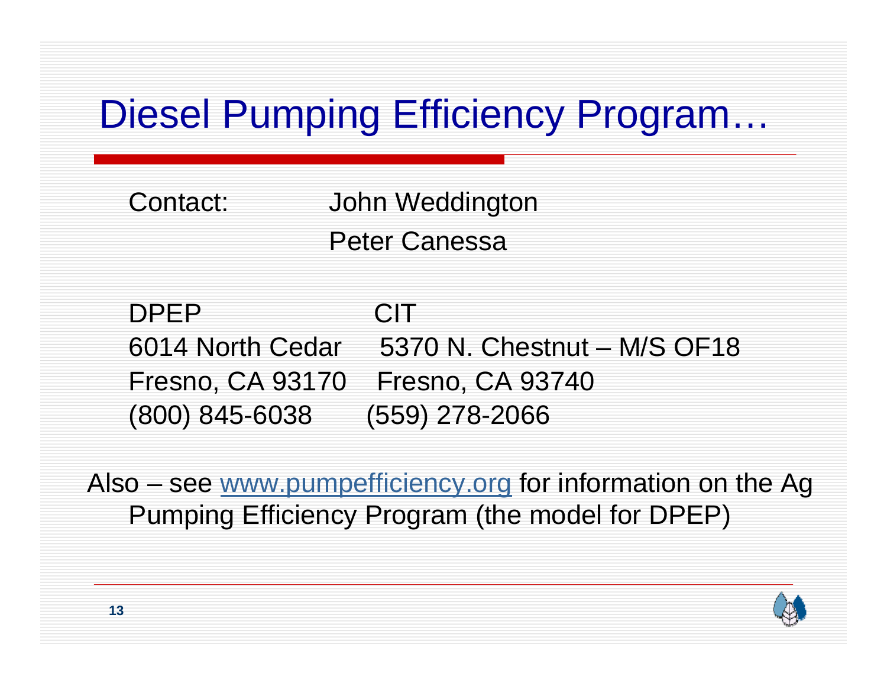# Diesel Pumping Efficiency Program…

Contact: John Weddington
Peter Canessa

| DPEP | CIT |
|---|---|
| 6014 North Cedar | 5370 N. Chestnut – M/S OF18 |
| Fresno, CA 93170 | Fresno, CA 93740 |
| (800) 845-6038 | (559) 278-2066 |

Also – see www.pumpefficiency.org for information on the Ag Pumping Efficiency Program (the model for DPEP)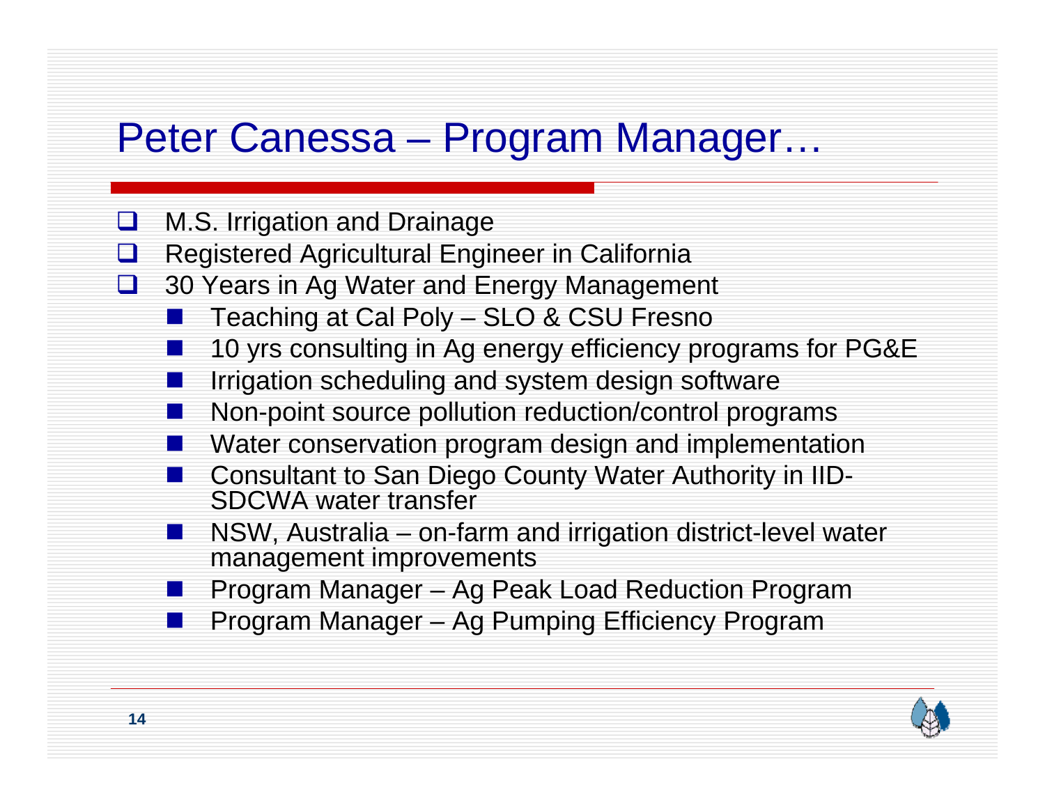# Peter Canessa – Program Manager…

- M.S. Irrigation and Drainage
- Registered Agricultural Engineer in California
- 30 Years in Ag Water and Energy Management
  - Teaching at Cal Poly – SLO & CSU Fresno
  - 10 yrs consulting in Ag energy efficiency programs for PG&E
  - Irrigation scheduling and system design software
  - Non-point source pollution reduction/control programs
  - Water conservation program design and implementation
  - Consultant to San Diego County Water Authority in IID-SDCWA water transfer
  - NSW, Australia – on-farm and irrigation district-level water management improvements
  - Program Manager – Ag Peak Load Reduction Program
  - Program Manager – Ag Pumping Efficiency Program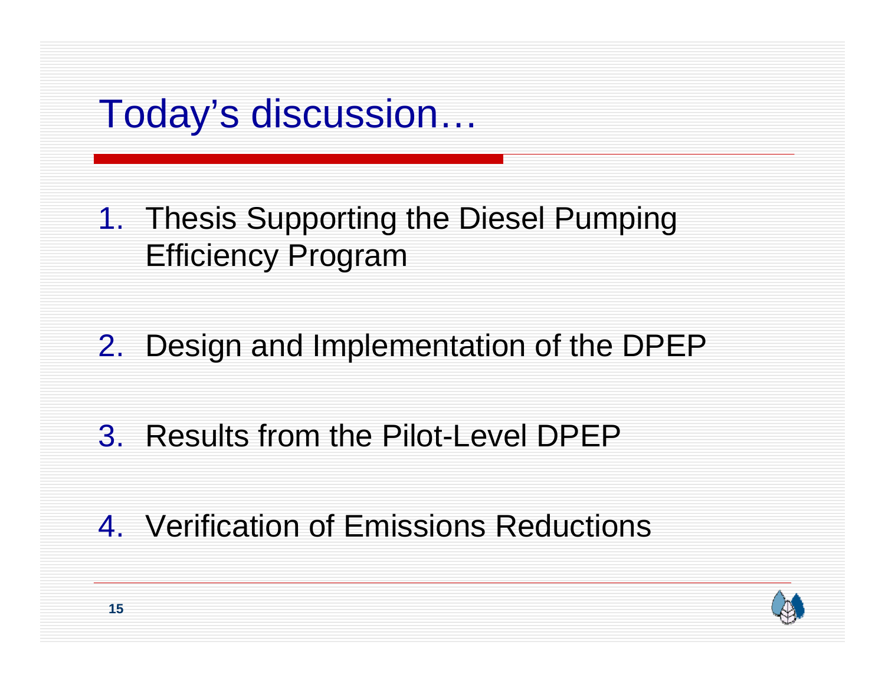# Today's discussion…

1. Thesis Supporting the Diesel Pumping Efficiency Program

2. Design and Implementation of the DPEP

3. Results from the Pilot-Level DPEP

4. Verification of Emissions Reductions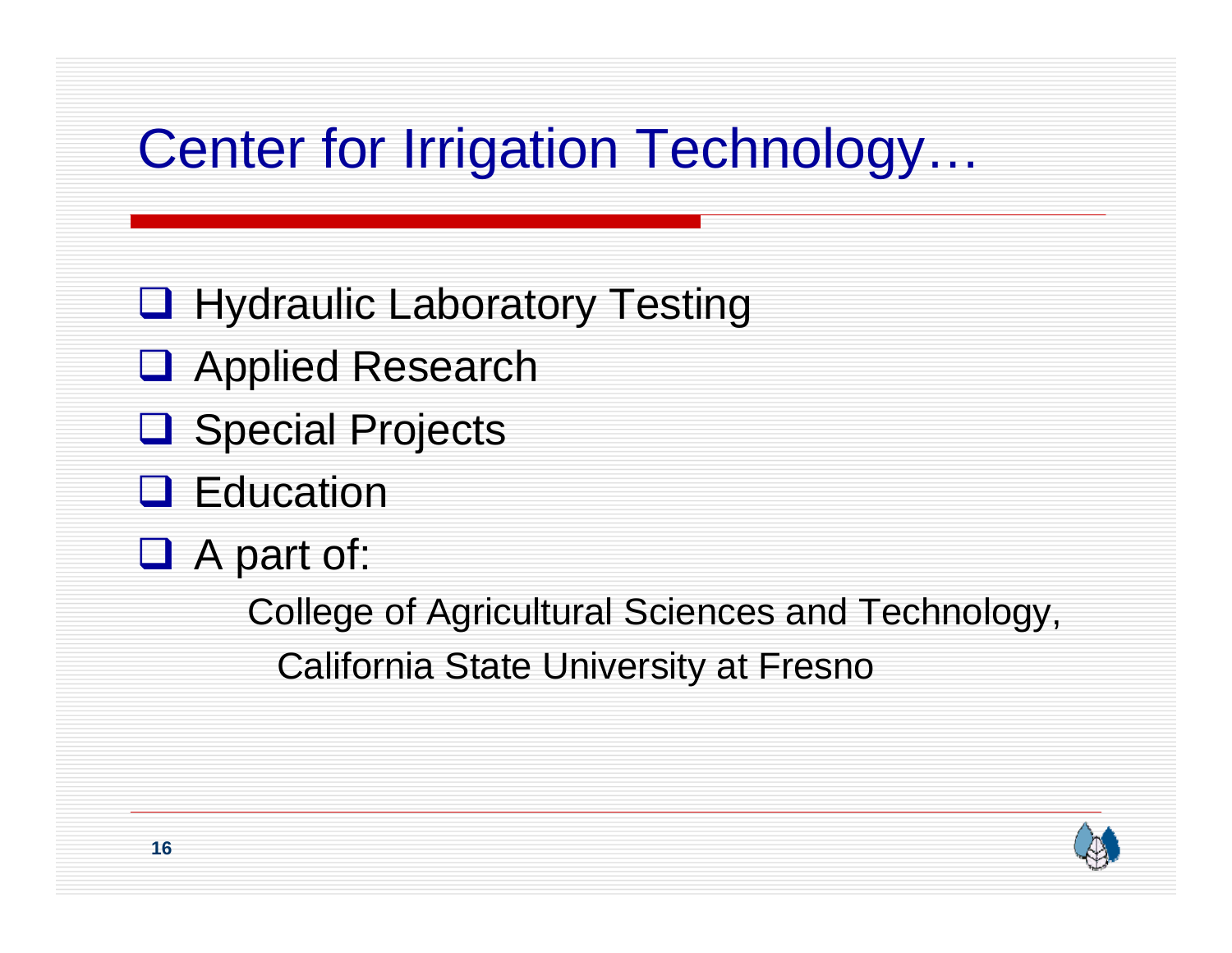# Center for Irrigation Technology…

- Hydraulic Laboratory Testing
- Applied Research
- Special Projects
- Education
- A part of:

  College of Agricultural Sciences and Technology,
  California State University at Fresno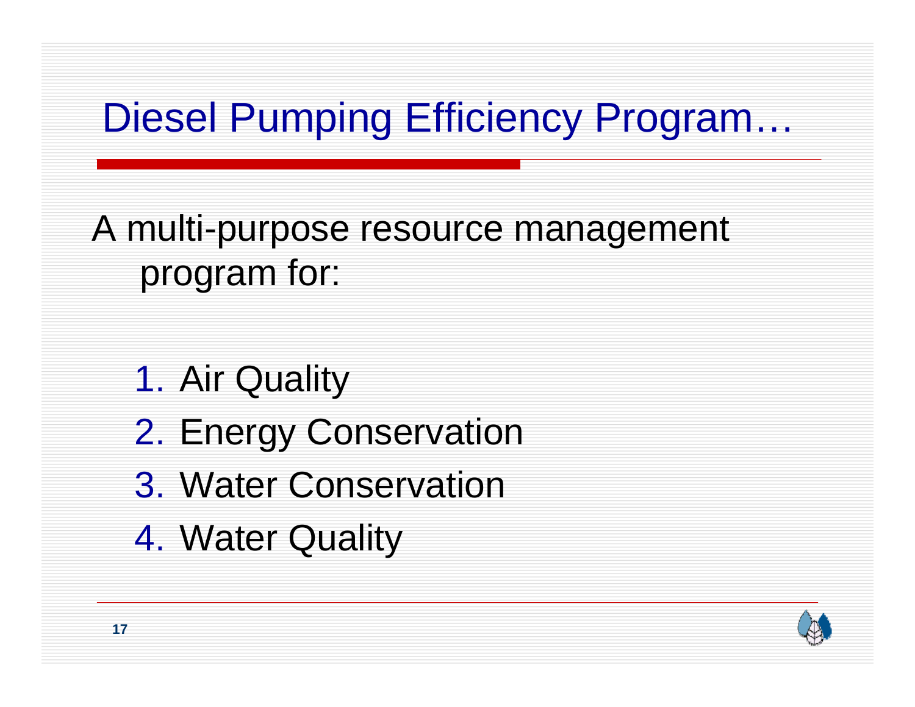# Diesel Pumping Efficiency Program…

A multi-purpose resource management program for:

1. Air Quality
2. Energy Conservation
3. Water Conservation
4. Water Quality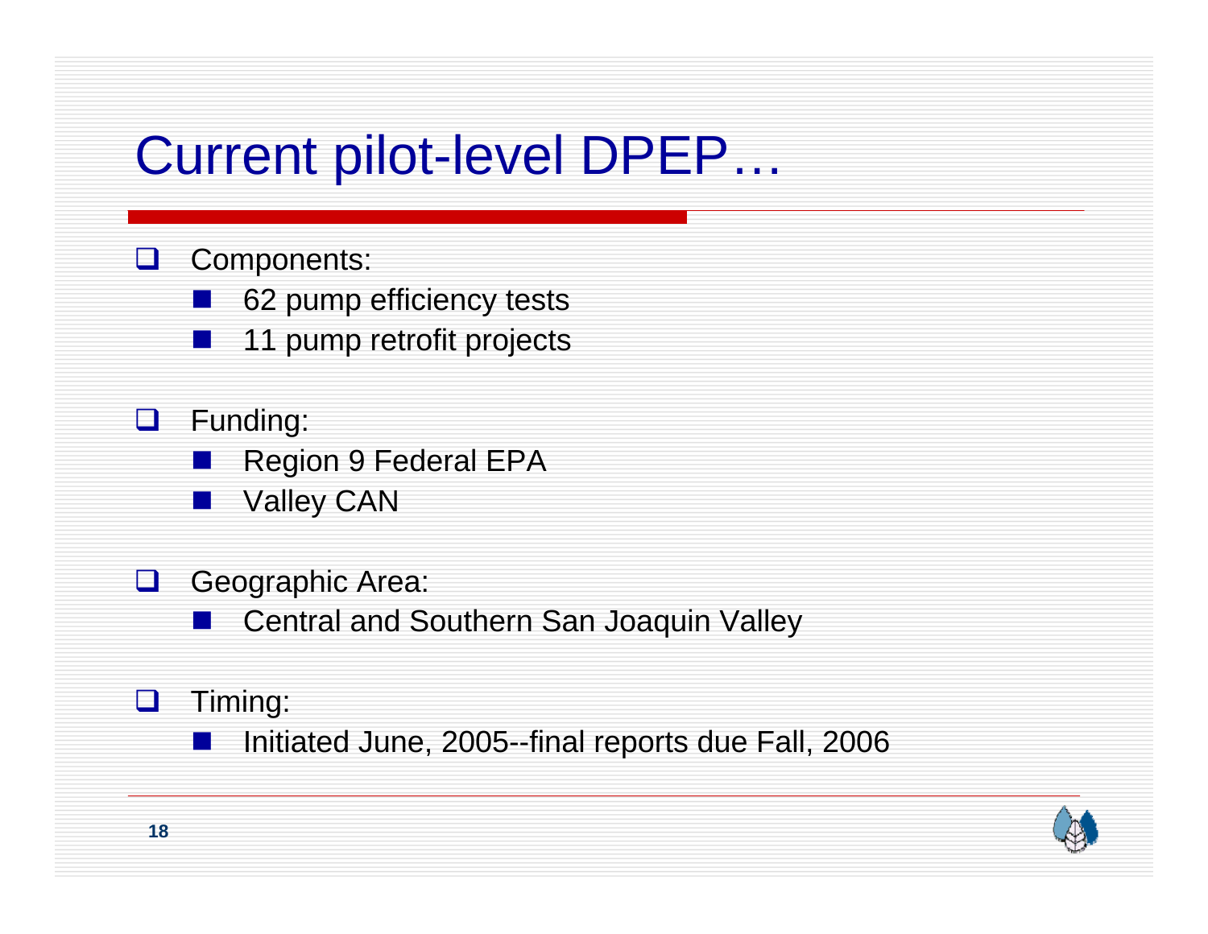# Current pilot-level DPEP…

- Components:
  - 62 pump efficiency tests
  - 11 pump retrofit projects

- Funding:
  - Region 9 Federal EPA
  - Valley CAN

- Geographic Area:
  - Central and Southern San Joaquin Valley

- Timing:
  - Initiated June, 2005--final reports due Fall, 2006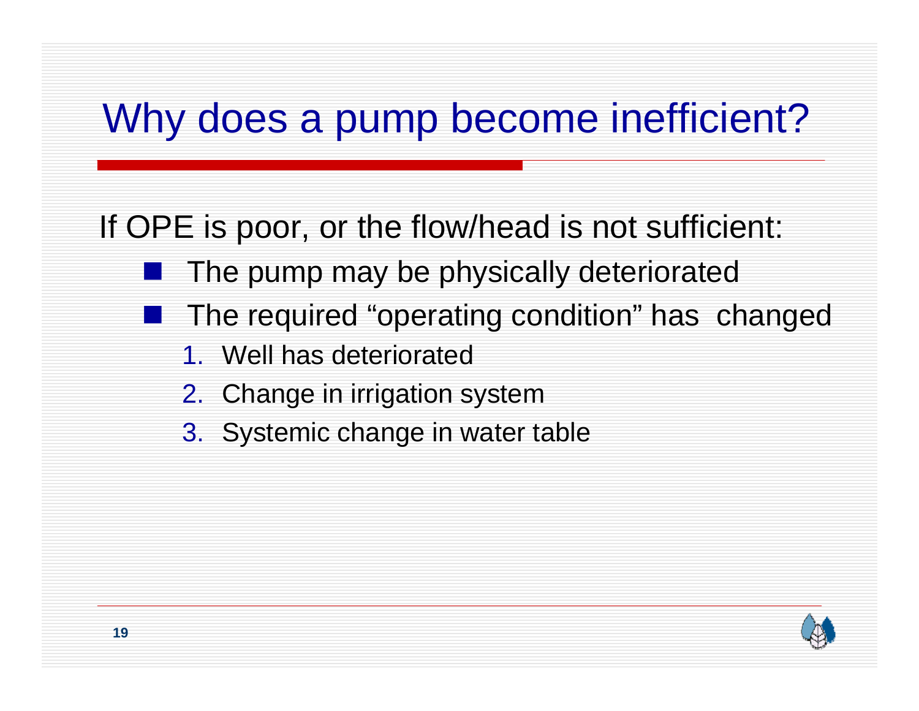# Why does a pump become inefficient?

If OPE is poor, or the flow/head is not sufficient:

- The pump may be physically deteriorated
- The required "operating condition" has changed
  1. Well has deteriorated
  2. Change in irrigation system
  3. Systemic change in water table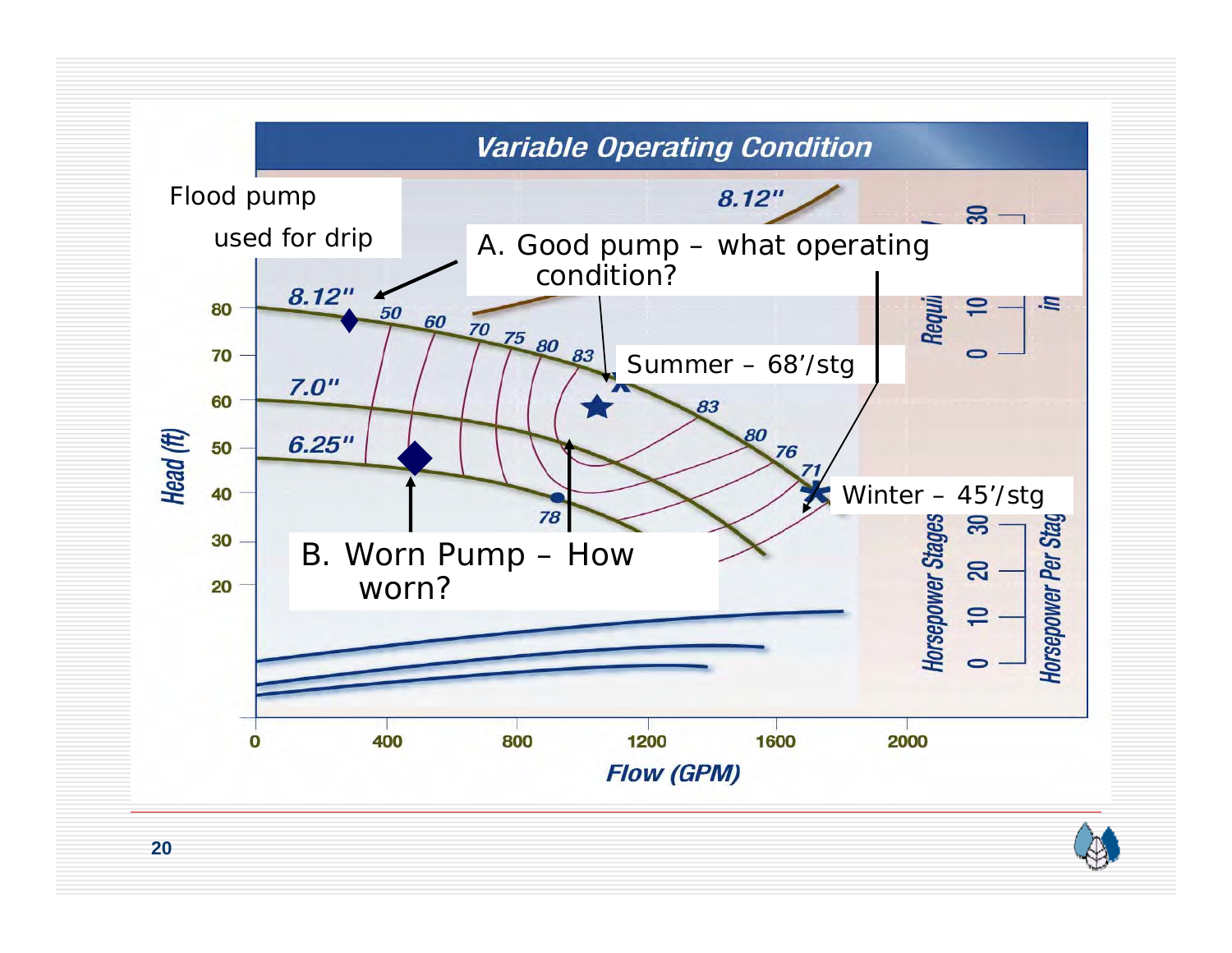## Variable Operating Condition

Flood pump used for drip

A. Good pump – what operating condition?

Summer – 68'/stg

Winter – 45'/stg

B. Worn Pump – How worn?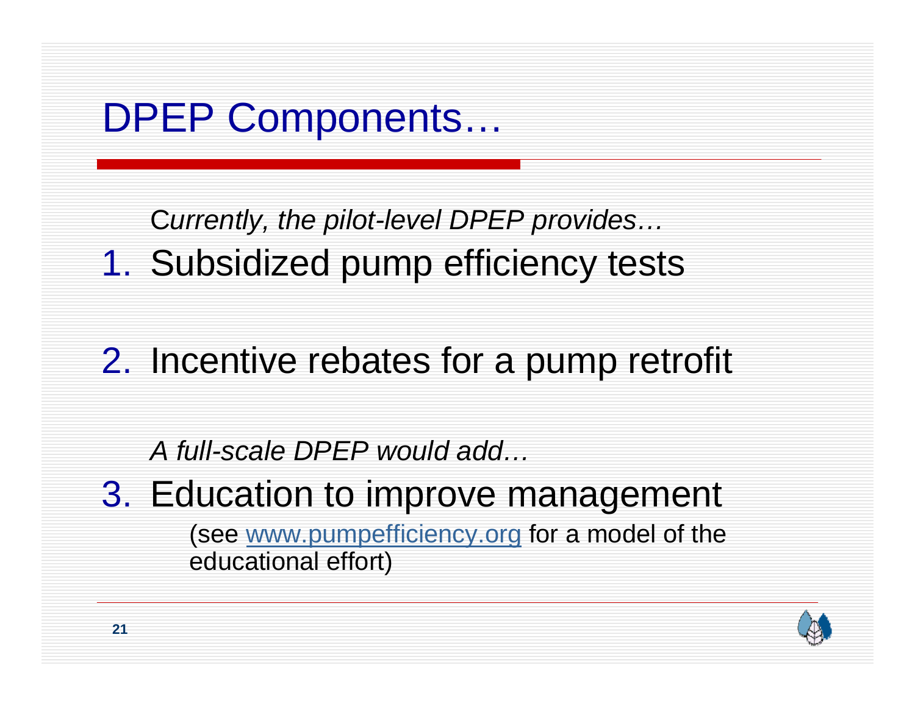# DPEP Components…

*Currently, the pilot-level DPEP provides…*

1. Subsidized pump efficiency tests

2. Incentive rebates for a pump retrofit

*A full-scale DPEP would add…*

3. Education to improve management

   (see www.pumpefficiency.org for a model of the educational effort)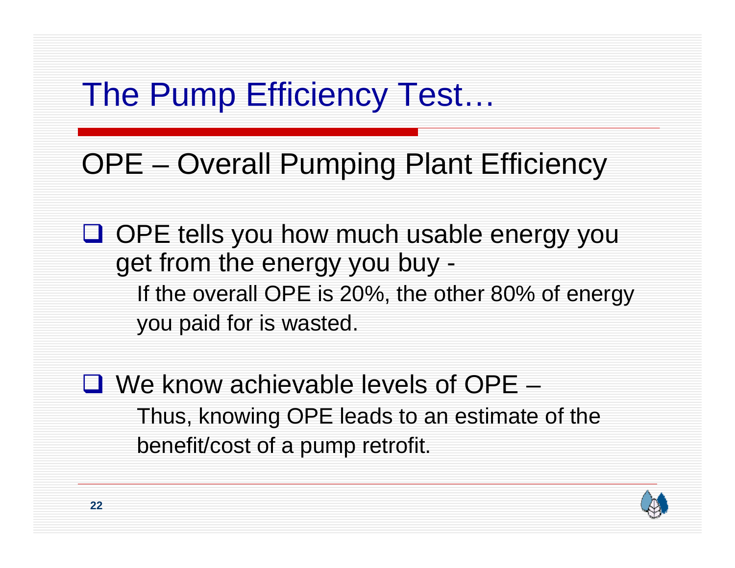# The Pump Efficiency Test…

## OPE – Overall Pumping Plant Efficiency

- OPE tells you how much usable energy you get from the energy you buy -
  - If the overall OPE is 20%, the other 80% of energy you paid for is wasted.
- We know achievable levels of OPE –
  - Thus, knowing OPE leads to an estimate of the benefit/cost of a pump retrofit.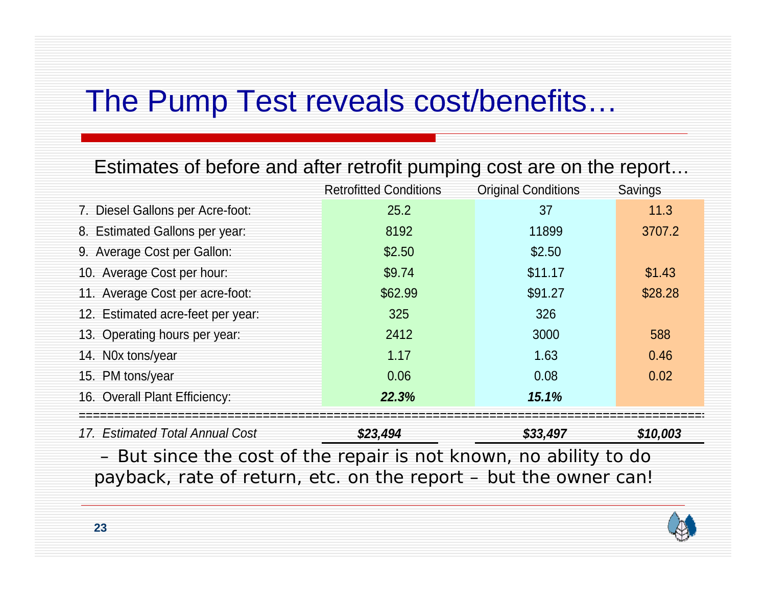# The Pump Test reveals cost/benefits…

Estimates of before and after retrofit pumping cost are on the report…

| | Retrofitted Conditions | Original Conditions | Savings |
|---|---|---|---|
| 7. Diesel Gallons per Acre-foot: | 25.2 | 37 | 11.3 |
| 8. Estimated Gallons per year: | 8192 | 11899 | 3707.2 |
| 9. Average Cost per Gallon: | $2.50 | $2.50 | |
| 10. Average Cost per hour: | $9.74 | $11.17 | $1.43 |
| 11. Average Cost per acre-foot: | $62.99 | $91.27 | $28.28 |
| 12. Estimated acre-feet per year: | 325 | 326 | |
| 13. Operating hours per year: | 2412 | 3000 | 588 |
| 14. N0x tons/year | 1.17 | 1.63 | 0.46 |
| 15. PM tons/year | 0.06 | 0.08 | 0.02 |
| 16. Overall Plant Efficiency: | ***22.3%*** | ***15.1%*** | |
| *17. Estimated Total Annual Cost* | ***$23,494*** | ***$33,497*** | ***$10,003*** |

– But since the cost of the repair is not known, no ability to do payback, rate of return, etc. on the report – but the owner can!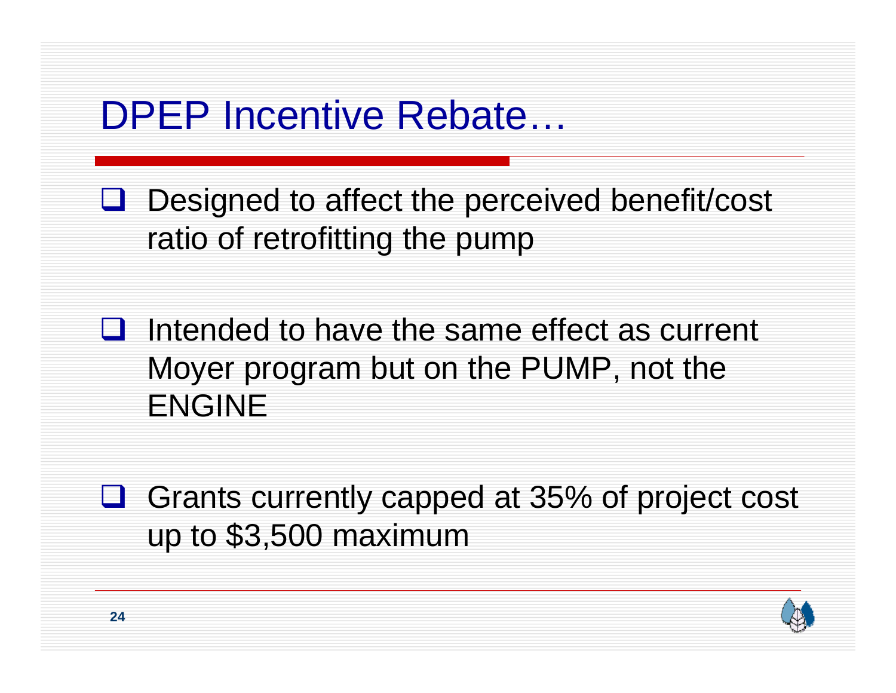# DPEP Incentive Rebate…

- Designed to affect the perceived benefit/cost ratio of retrofitting the pump
- Intended to have the same effect as current Moyer program but on the PUMP, not the ENGINE
- Grants currently capped at 35% of project cost up to $3,500 maximum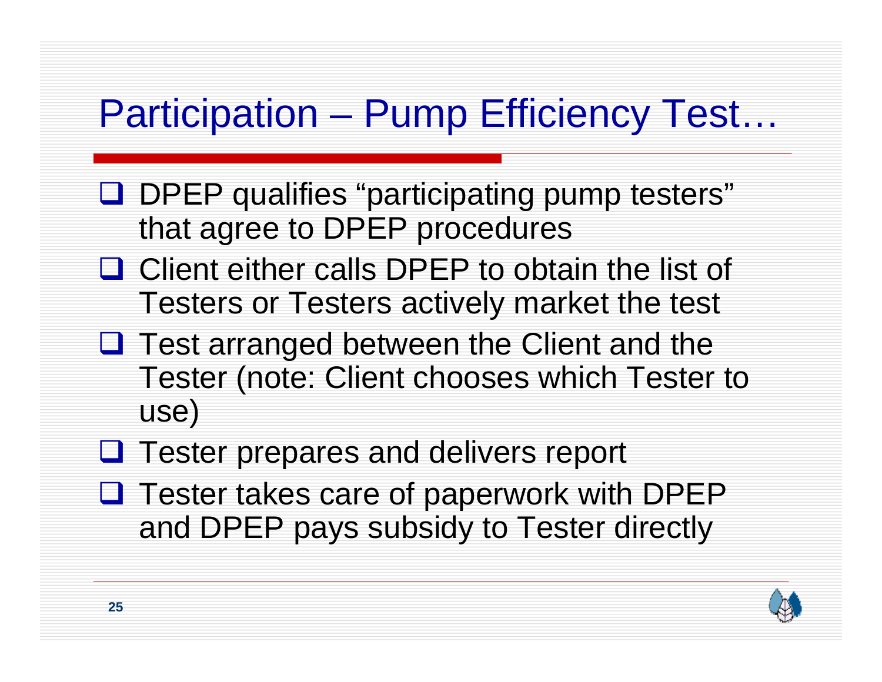# Participation – Pump Efficiency Test…

- DPEP qualifies "participating pump testers" that agree to DPEP procedures
- Client either calls DPEP to obtain the list of Testers or Testers actively market the test
- Test arranged between the Client and the Tester (note: Client chooses which Tester to use)
- Tester prepares and delivers report
- Tester takes care of paperwork with DPEP and DPEP pays subsidy to Tester directly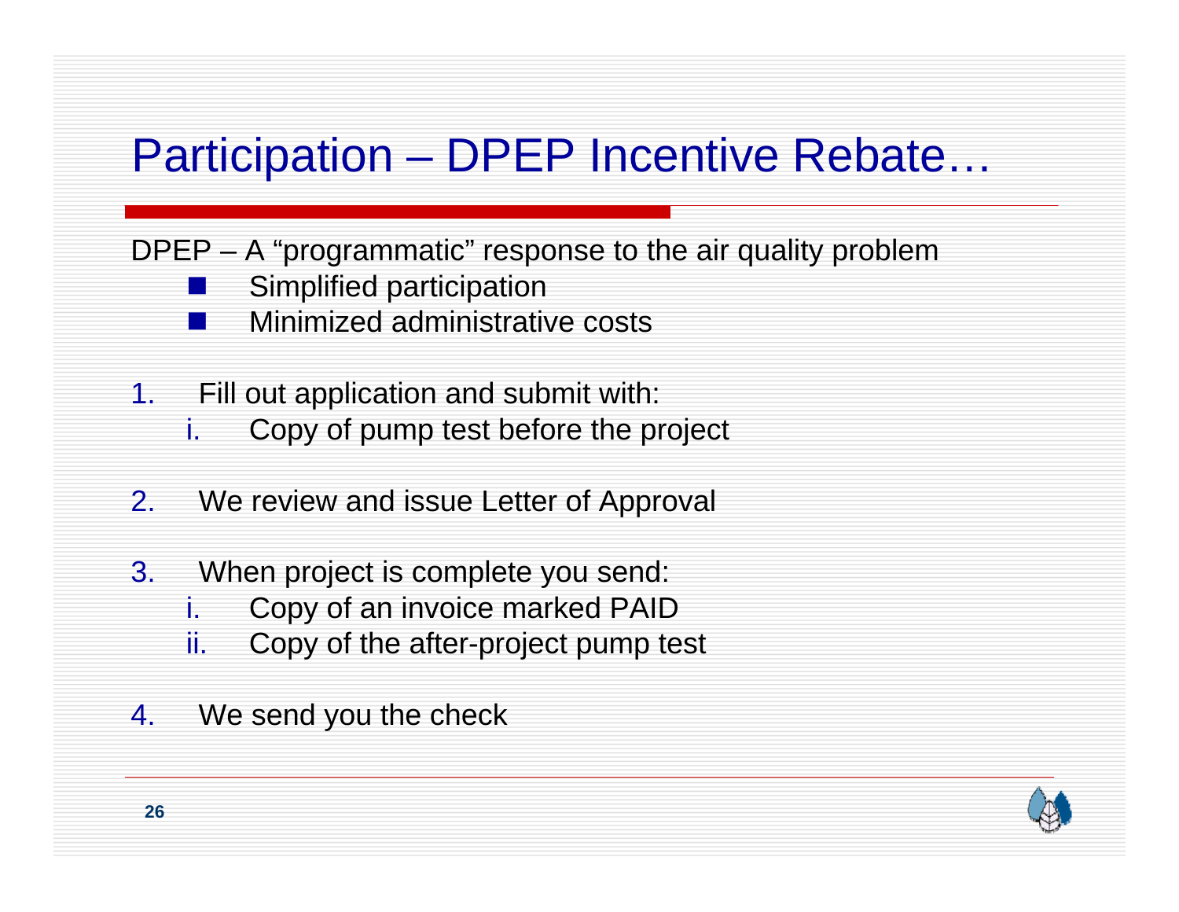# Participation – DPEP Incentive Rebate…

DPEP – A "programmatic" response to the air quality problem

- Simplified participation
- Minimized administrative costs

1. Fill out application and submit with:
   1. Copy of pump test before the project

2. We review and issue Letter of Approval

3. When project is complete you send:
   1. Copy of an invoice marked PAID
   2. Copy of the after-project pump test

4. We send you the check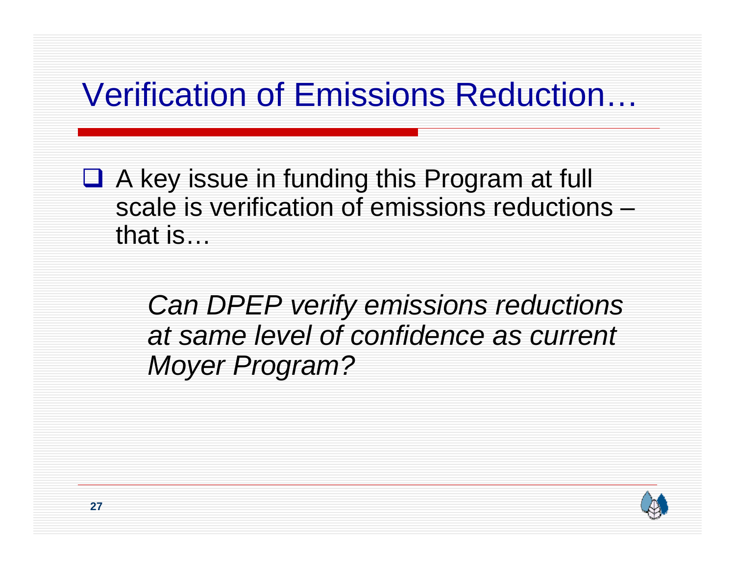# Verification of Emissions Reduction…

- A key issue in funding this Program at full scale is verification of emissions reductions – that is…

  *Can DPEP verify emissions reductions at same level of confidence as current Moyer Program?*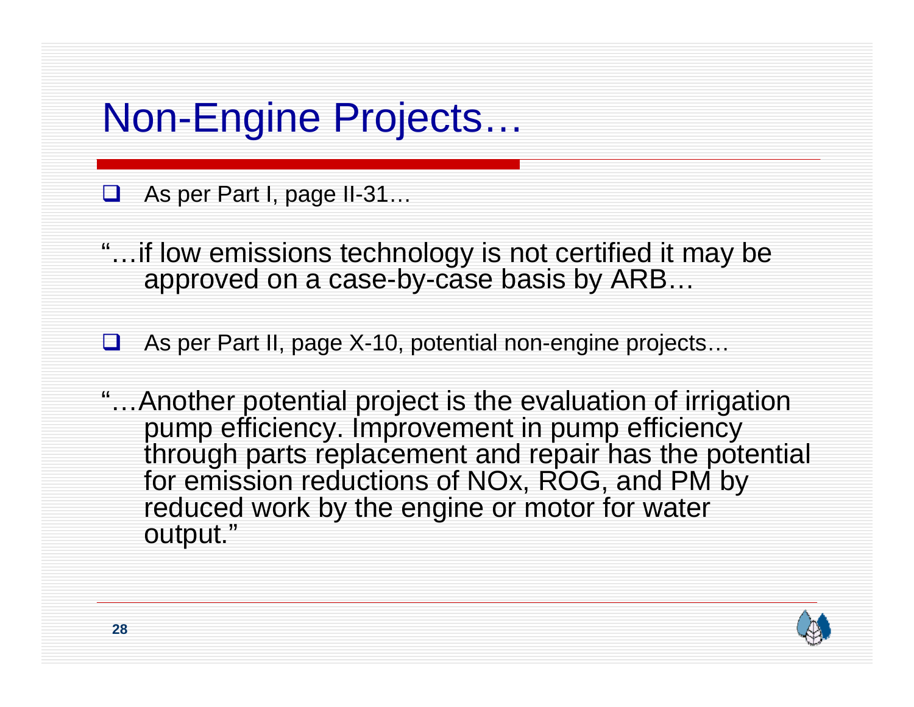# Non-Engine Projects…

- As per Part I, page II-31…

"…if low emissions technology is not certified it may be approved on a case-by-case basis by ARB…

- As per Part II, page X-10, potential non-engine projects…

"…Another potential project is the evaluation of irrigation pump efficiency. Improvement in pump efficiency through parts replacement and repair has the potential for emission reductions of NOx, ROG, and PM by reduced work by the engine or motor for water output."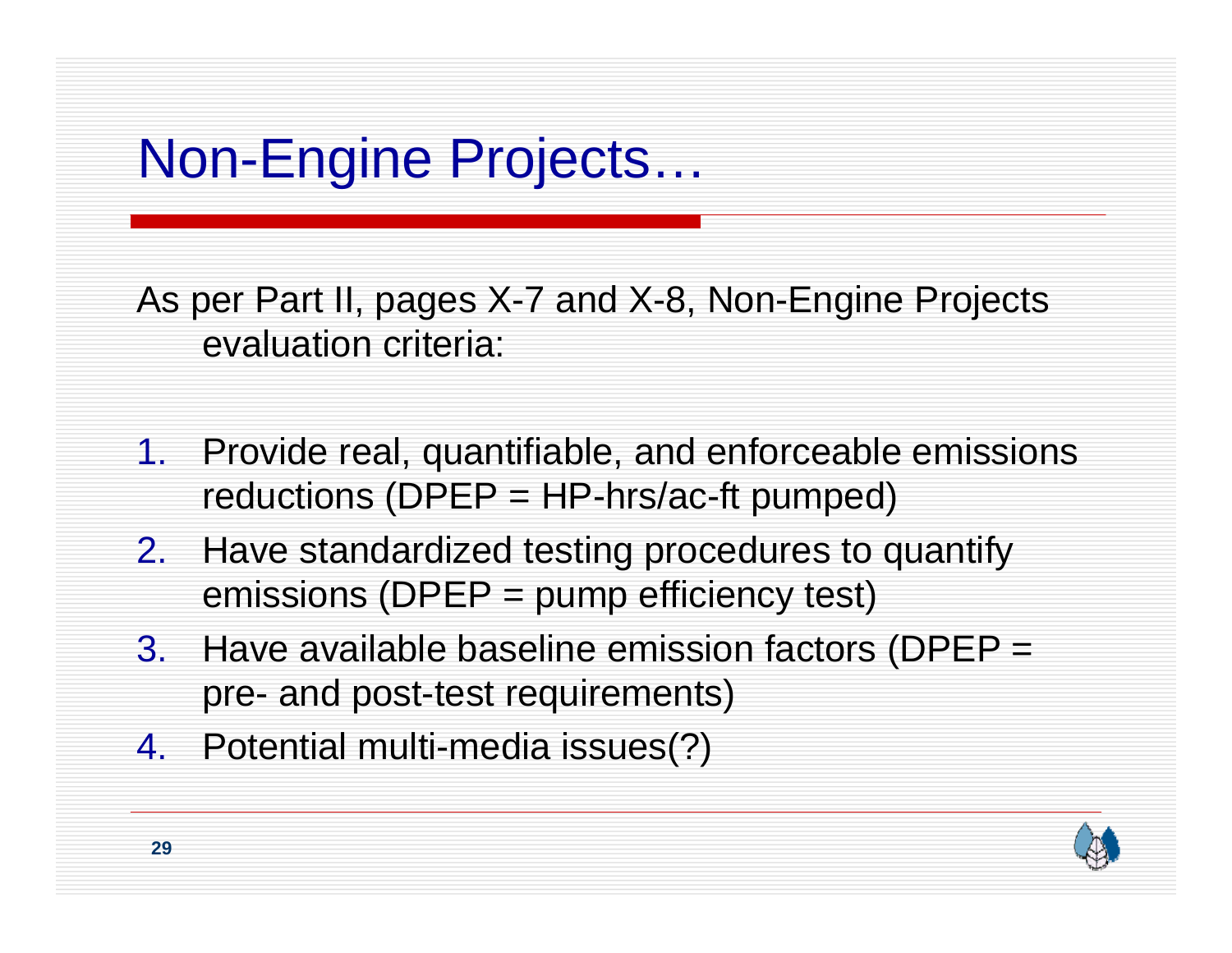# Non-Engine Projects…

As per Part II, pages X-7 and X-8, Non-Engine Projects evaluation criteria:

1. Provide real, quantifiable, and enforceable emissions reductions (DPEP = HP-hrs/ac-ft pumped)
2. Have standardized testing procedures to quantify emissions (DPEP = pump efficiency test)
3. Have available baseline emission factors (DPEP = pre- and post-test requirements)
4. Potential multi-media issues(?)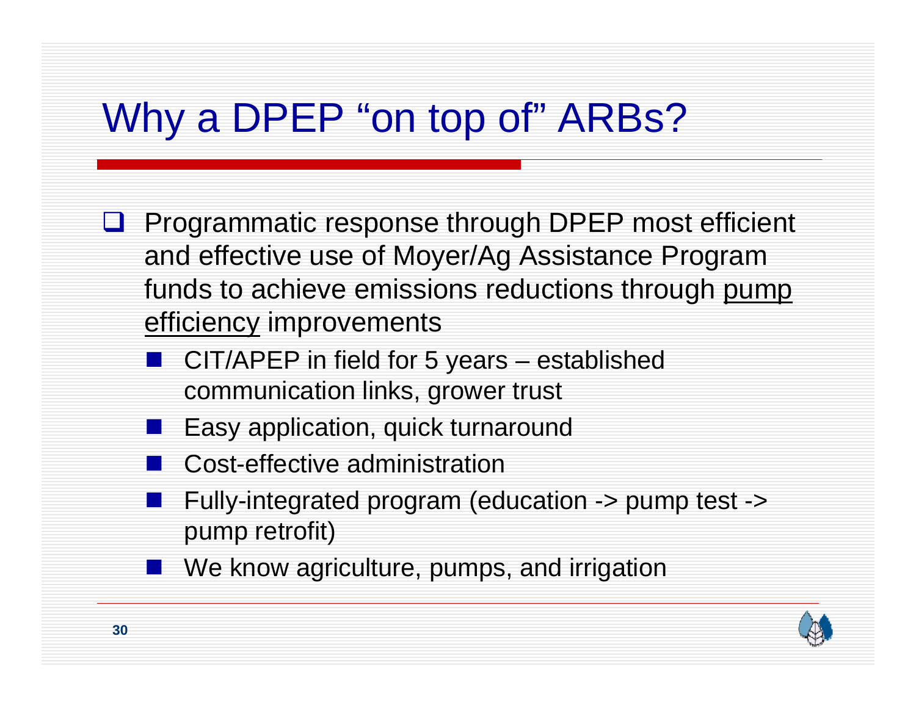# Why a DPEP "on top of" ARBs?

- Programmatic response through DPEP most efficient and effective use of Moyer/Ag Assistance Program funds to achieve emissions reductions through <u>pump efficiency</u> improvements
  - CIT/APEP in field for 5 years – established communication links, grower trust
  - Easy application, quick turnaround
  - Cost-effective administration
  - Fully-integrated program (education -> pump test -> pump retrofit)
  - We know agriculture, pumps, and irrigation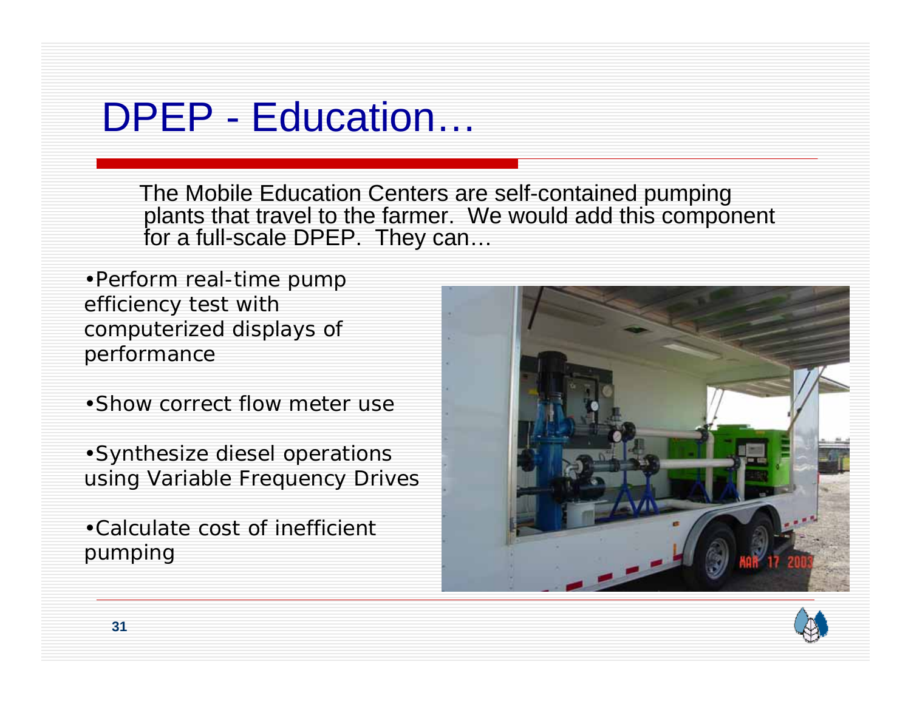# DPEP - Education…

The Mobile Education Centers are self-contained pumping plants that travel to the farmer. We would add this component for a full-scale DPEP. They can…

- Perform real-time pump efficiency test with computerized displays of performance
- Show correct flow meter use
- Synthesize diesel operations using Variable Frequency Drives
- Calculate cost of inefficient pumping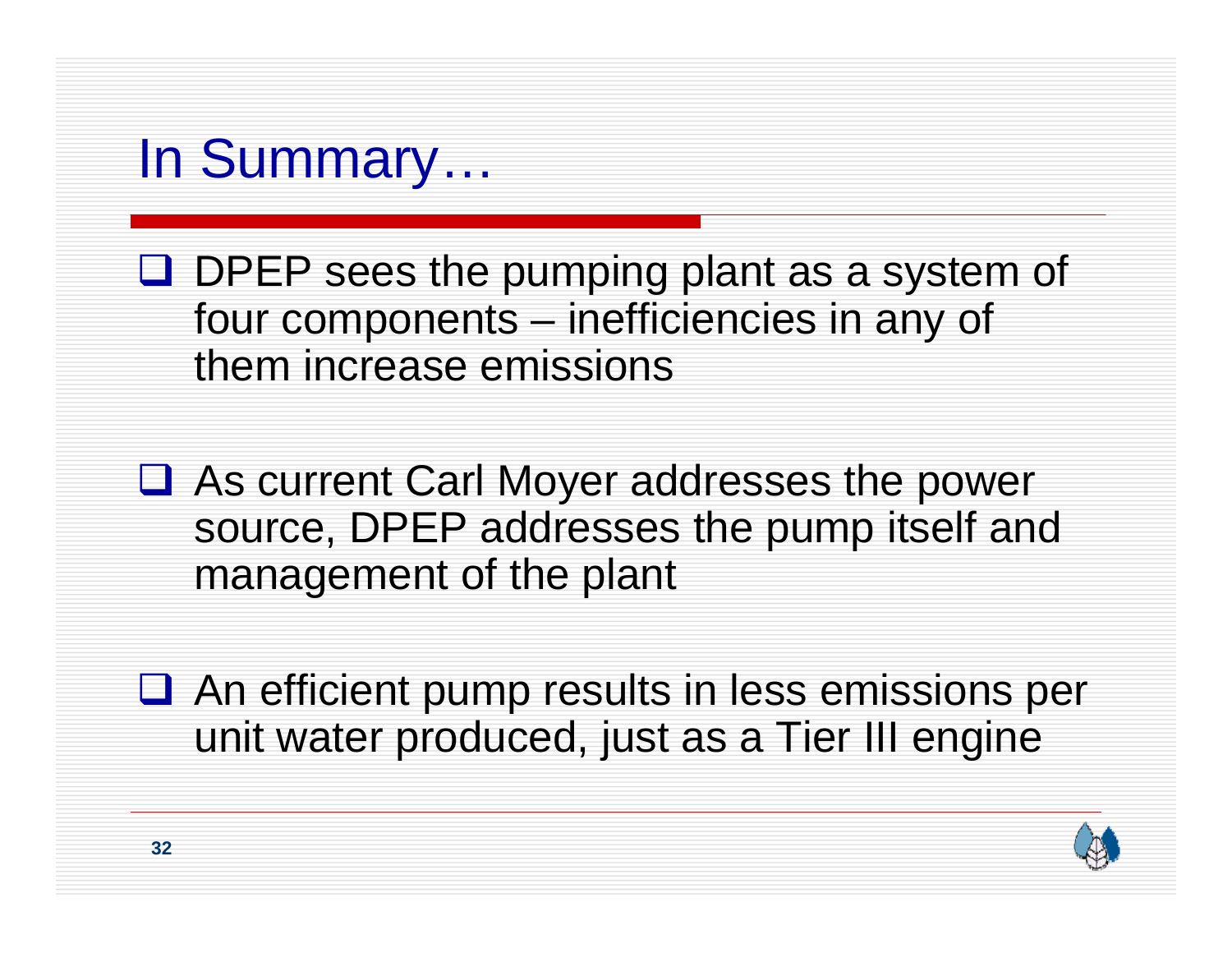# In Summary…

- DPEP sees the pumping plant as a system of four components – inefficiencies in any of them increase emissions
- As current Carl Moyer addresses the power source, DPEP addresses the pump itself and management of the plant
- An efficient pump results in less emissions per unit water produced, just as a Tier III engine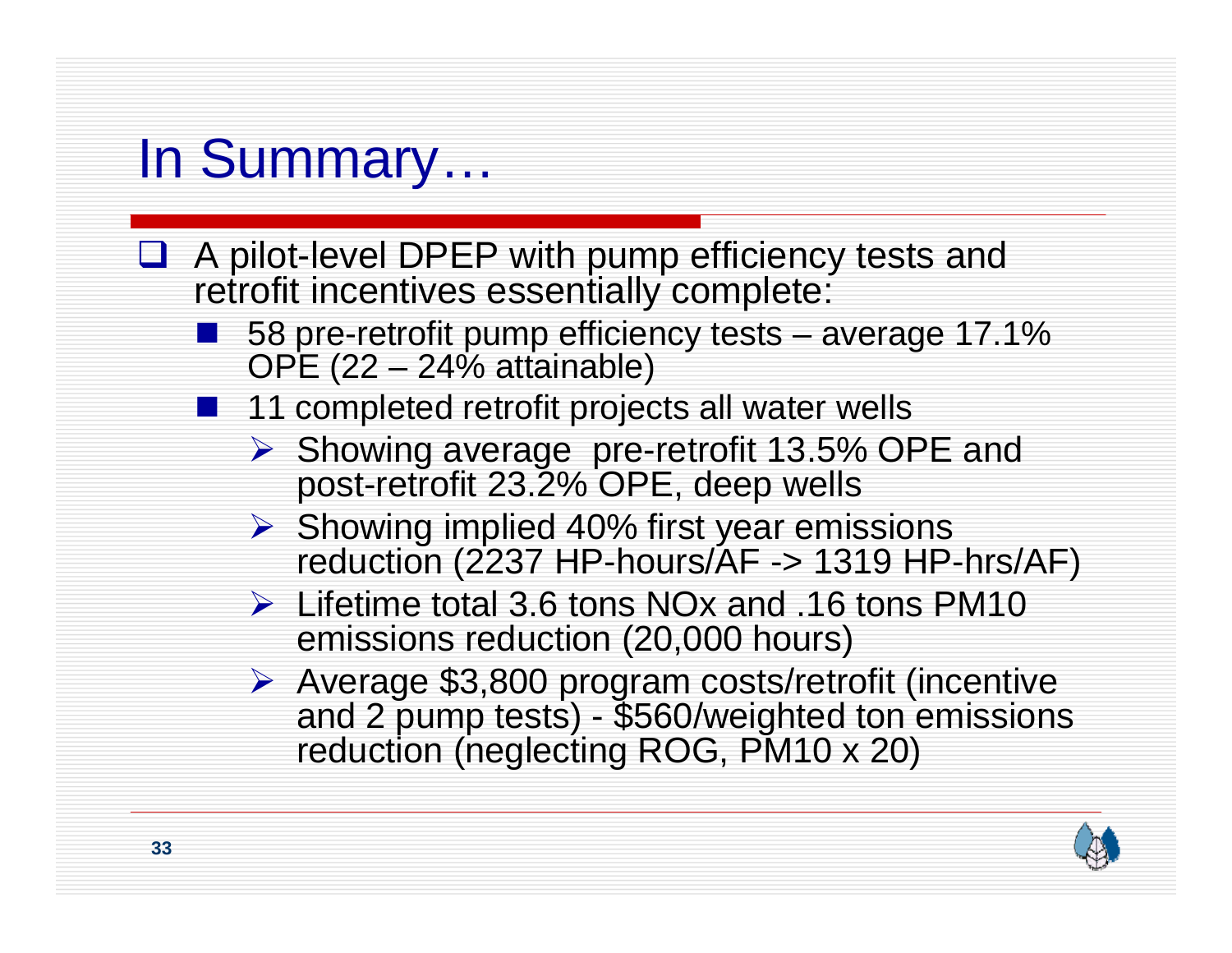# In Summary…

- A pilot-level DPEP with pump efficiency tests and retrofit incentives essentially complete:
  - 58 pre-retrofit pump efficiency tests – average 17.1% OPE (22 – 24% attainable)
  - 11 completed retrofit projects all water wells
    - Showing average pre-retrofit 13.5% OPE and post-retrofit 23.2% OPE, deep wells
    - Showing implied 40% first year emissions reduction (2237 HP-hours/AF -> 1319 HP-hrs/AF)
    - Lifetime total 3.6 tons NOx and .16 tons PM10 emissions reduction (20,000 hours)
    - Average $3,800 program costs/retrofit (incentive and 2 pump tests) - $560/weighted ton emissions reduction (neglecting ROG, PM10 x 20)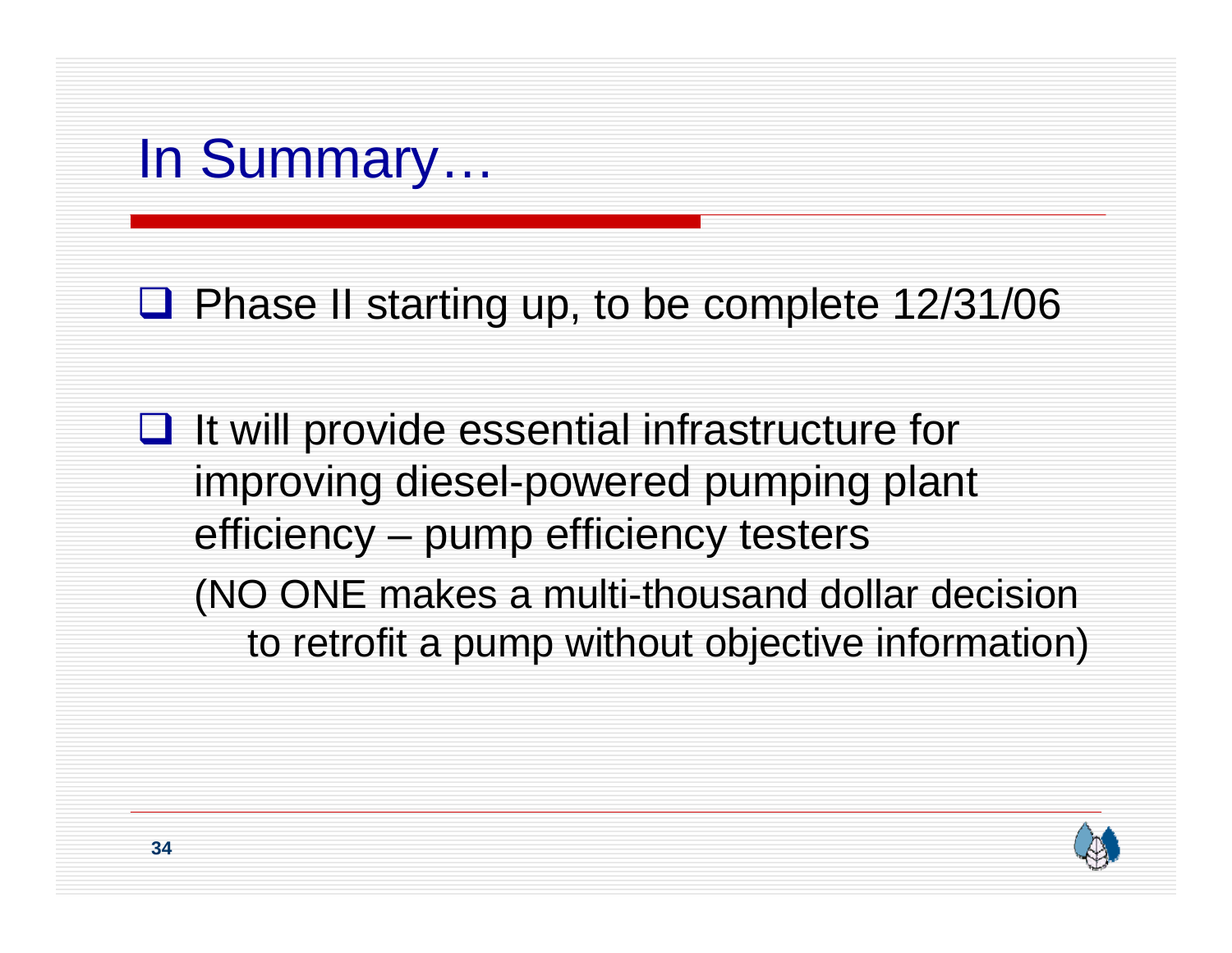# In Summary…

- Phase II starting up, to be complete 12/31/06
- It will provide essential infrastructure for improving diesel-powered pumping plant efficiency – pump efficiency testers

  (NO ONE makes a multi-thousand dollar decision to retrofit a pump without objective information)